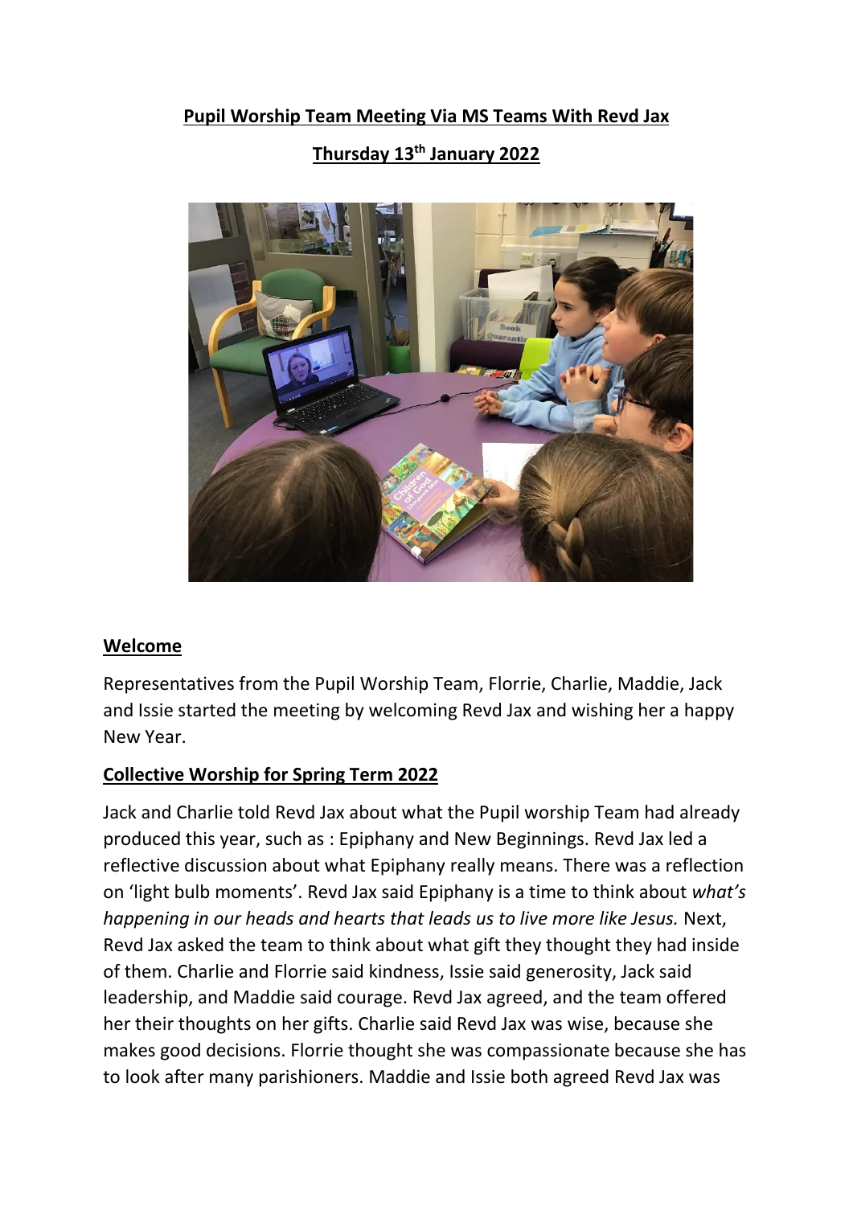**Pupil Worship Team Meeting Via MS Teams With Revd Jax**

**Thursday 13th January 2022**

## Welcome

Representatives from the Pupil Worship Team, Florrie, Charlie, Maddie, Jack and Issie started the meeting by welcoming Revd Jax and wishing her a happy New Year.

## Collective Worship for Spring Term 2022

Jack and Charlie told Revd Jax about what the Pupil worship Team had already produced this year, such as : Epiphany and New Beginnings. Revd Jax led a reflective discussion about what Epiphany really means. There was a reflection on 'light bulb moments'. Revd Jax said Epiphany is a time to think about *what's happening in our heads and hearts that leads us to live more like Jesus.* Next, Revd Jax asked the team to think about what gift they thought they had inside of them. Charlie and Florrie said kindness, Issie said generosity, Jack said leadership, and Maddie said courage. Revd Jax agreed, and the team offered her their thoughts on her gifts. Charlie said Revd Jax was wise, because she makes good decisions. Florrie thought she was compassionate because she has to look after many parishioners. Maddie and Issie both agreed Revd Jax was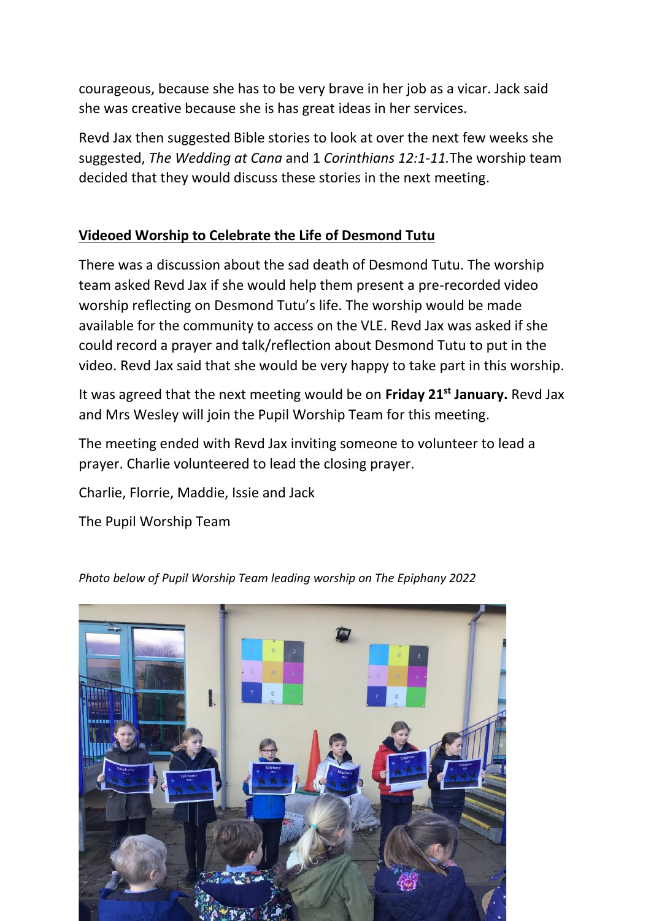courageous, because she has to be very brave in her job as a vicar. Jack said she was creative because she is has great ideas in her services.

Revd Jax then suggested Bible stories to look at over the next few weeks she suggested, *The Wedding at Cana* and 1 *Corinthians 12:1-11.*The worship team decided that they would discuss these stories in the next meeting.

## Videoed Worship to Celebrate the Life of Desmond Tutu

There was a discussion about the sad death of Desmond Tutu. The worship team asked Revd Jax if she would help them present a pre-recorded video worship reflecting on Desmond Tutu's life. The worship would be made available for the community to access on the VLE. Revd Jax was asked if she could record a prayer and talk/reflection about Desmond Tutu to put in the video. Revd Jax said that she would be very happy to take part in this worship.

It was agreed that the next meeting would be on **Friday 21st January.** Revd Jax and Mrs Wesley will join the Pupil Worship Team for this meeting.

The meeting ended with Revd Jax inviting someone to volunteer to lead a prayer. Charlie volunteered to lead the closing prayer.

Charlie, Florrie, Maddie, Issie and Jack

The Pupil Worship Team

*Photo below of Pupil Worship Team leading worship on The Epiphany 2022*